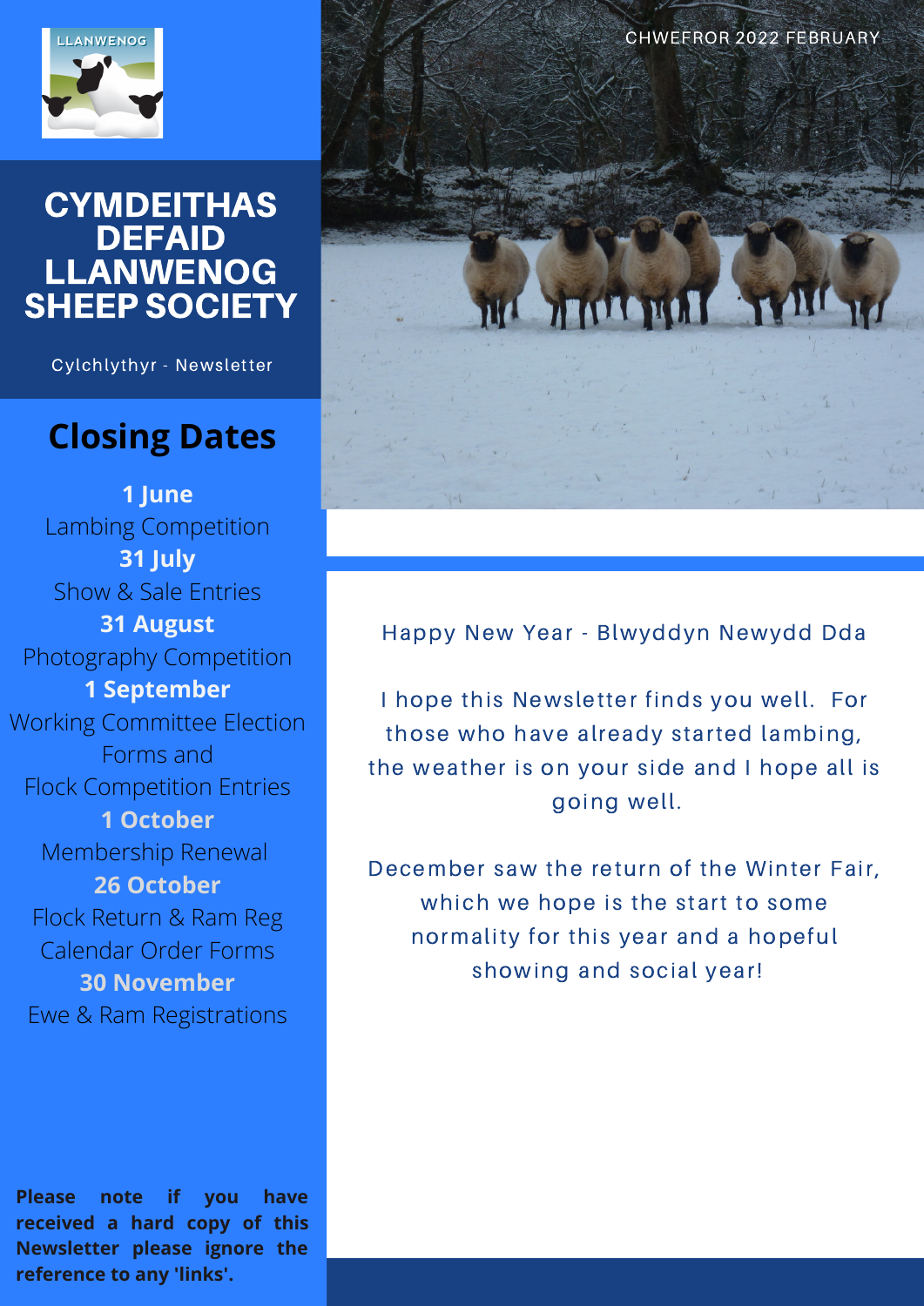# CYMDEITHAS DEFAID LLANWENOG SHEEP SOCIETY

Cylchlythyr - Newsletter

CHWEFROR 2022 FEBRUARY

## Closing Dates

**1 June**
Lambing Competition

**31 July**
Show & Sale Entries

**31 August**
Photography Competition

**1 September**
Working Committee Election Forms and
Flock Competition Entries

**1 October**
Membership Renewal

**26 October**
Flock Return & Ram Reg
Calendar Order Forms

**30 November**
Ewe & Ram Registrations

**Please note if you have received a hard copy of this Newsletter please ignore the reference to any 'links'.**

Happy New Year - Blwyddyn Newydd Dda

I hope this Newsletter finds you well. For those who have already started lambing, the weather is on your side and I hope all is going well.

December saw the return of the Winter Fair, which we hope is the start to some normality for this year and a hopeful showing and social year!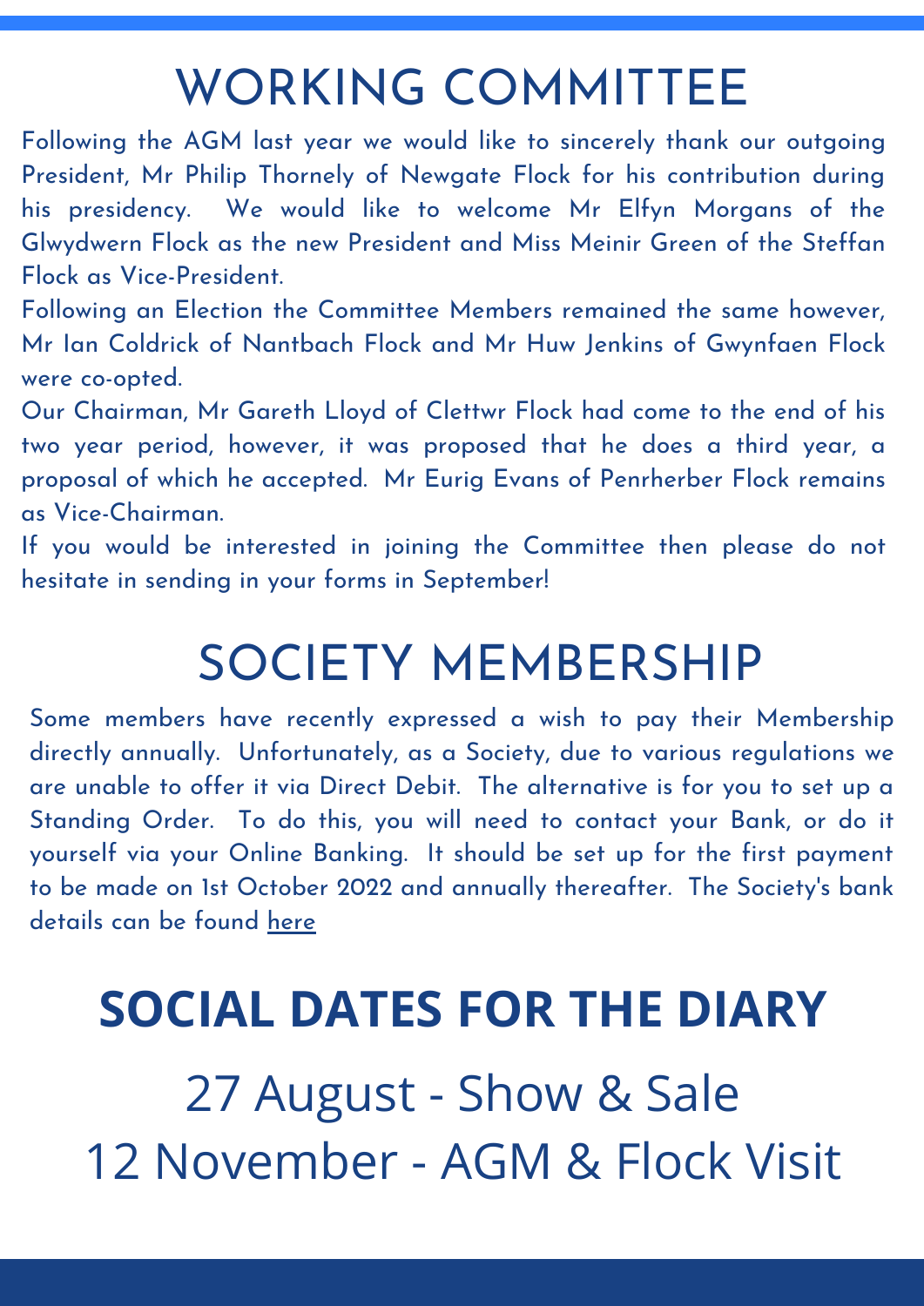# WORKING COMMITTEE

Following the AGM last year we would like to sincerely thank our outgoing President, Mr Philip Thornely of Newgate Flock for his contribution during his presidency. We would like to welcome Mr Elfyn Morgans of the Glwydwern Flock as the new President and Miss Meinir Green of the Steffan Flock as Vice-President.

Following an Election the Committee Members remained the same however, Mr Ian Coldrick of Nantbach Flock and Mr Huw Jenkins of Gwynfaen Flock were co-opted.

Our Chairman, Mr Gareth Lloyd of Clettwr Flock had come to the end of his two year period, however, it was proposed that he does a third year, a proposal of which he accepted. Mr Eurig Evans of Penrherber Flock remains as Vice-Chairman.

If you would be interested in joining the Committee then please do not hesitate in sending in your forms in September!

# SOCIETY MEMBERSHIP

Some members have recently expressed a wish to pay their Membership directly annually. Unfortunately, as a Society, due to various regulations we are unable to offer it via Direct Debit. The alternative is for you to set up a Standing Order. To do this, you will need to contact your Bank, or do it yourself via your Online Banking. It should be set up for the first payment to be made on 1st October 2022 and annually thereafter. The Society's bank details can be found here

# SOCIAL DATES FOR THE DIARY

27 August - Show & Sale

12 November - AGM & Flock Visit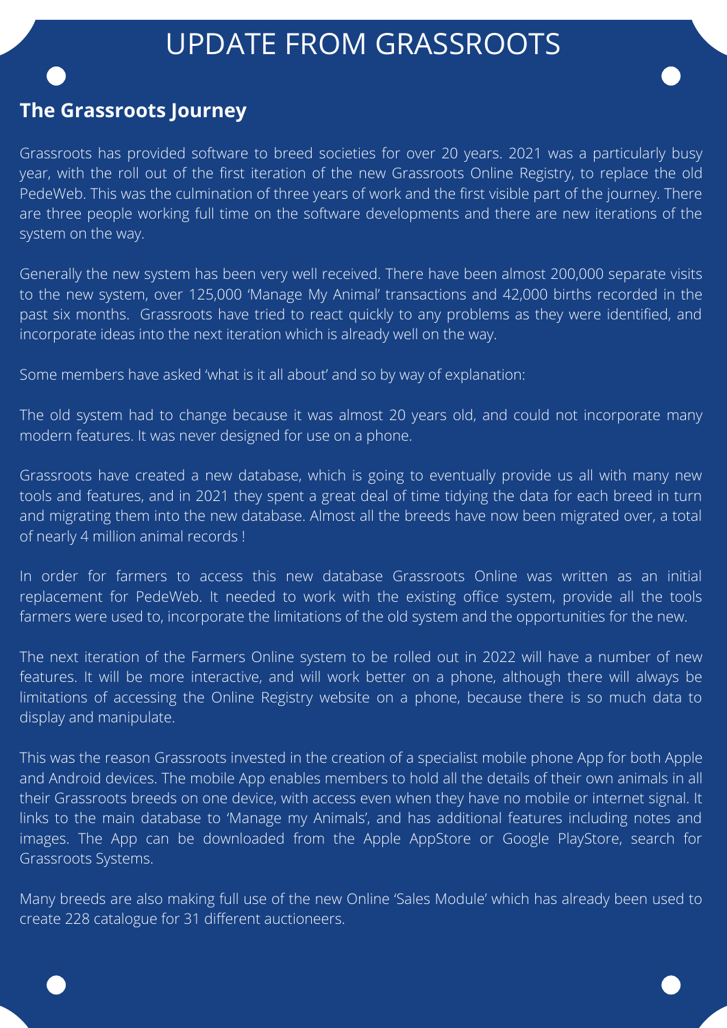# UPDATE FROM GRASSROOTS

## The Grassroots Journey

Grassroots has provided software to breed societies for over 20 years. 2021 was a particularly busy year, with the roll out of the first iteration of the new Grassroots Online Registry, to replace the old PedeWeb. This was the culmination of three years of work and the first visible part of the journey. There are three people working full time on the software developments and there are new iterations of the system on the way.

Generally the new system has been very well received. There have been almost 200,000 separate visits to the new system, over 125,000 'Manage My Animal' transactions and 42,000 births recorded in the past six months. Grassroots have tried to react quickly to any problems as they were identified, and incorporate ideas into the next iteration which is already well on the way.

Some members have asked 'what is it all about' and so by way of explanation:

The old system had to change because it was almost 20 years old, and could not incorporate many modern features. It was never designed for use on a phone.

Grassroots have created a new database, which is going to eventually provide us all with many new tools and features, and in 2021 they spent a great deal of time tidying the data for each breed in turn and migrating them into the new database. Almost all the breeds have now been migrated over, a total of nearly 4 million animal records !

In order for farmers to access this new database Grassroots Online was written as an initial replacement for PedeWeb. It needed to work with the existing office system, provide all the tools farmers were used to, incorporate the limitations of the old system and the opportunities for the new.

The next iteration of the Farmers Online system to be rolled out in 2022 will have a number of new features. It will be more interactive, and will work better on a phone, although there will always be limitations of accessing the Online Registry website on a phone, because there is so much data to display and manipulate.

This was the reason Grassroots invested in the creation of a specialist mobile phone App for both Apple and Android devices. The mobile App enables members to hold all the details of their own animals in all their Grassroots breeds on one device, with access even when they have no mobile or internet signal. It links to the main database to 'Manage my Animals', and has additional features including notes and images. The App can be downloaded from the Apple AppStore or Google PlayStore, search for Grassroots Systems.

Many breeds are also making full use of the new Online 'Sales Module' which has already been used to create 228 catalogue for 31 different auctioneers.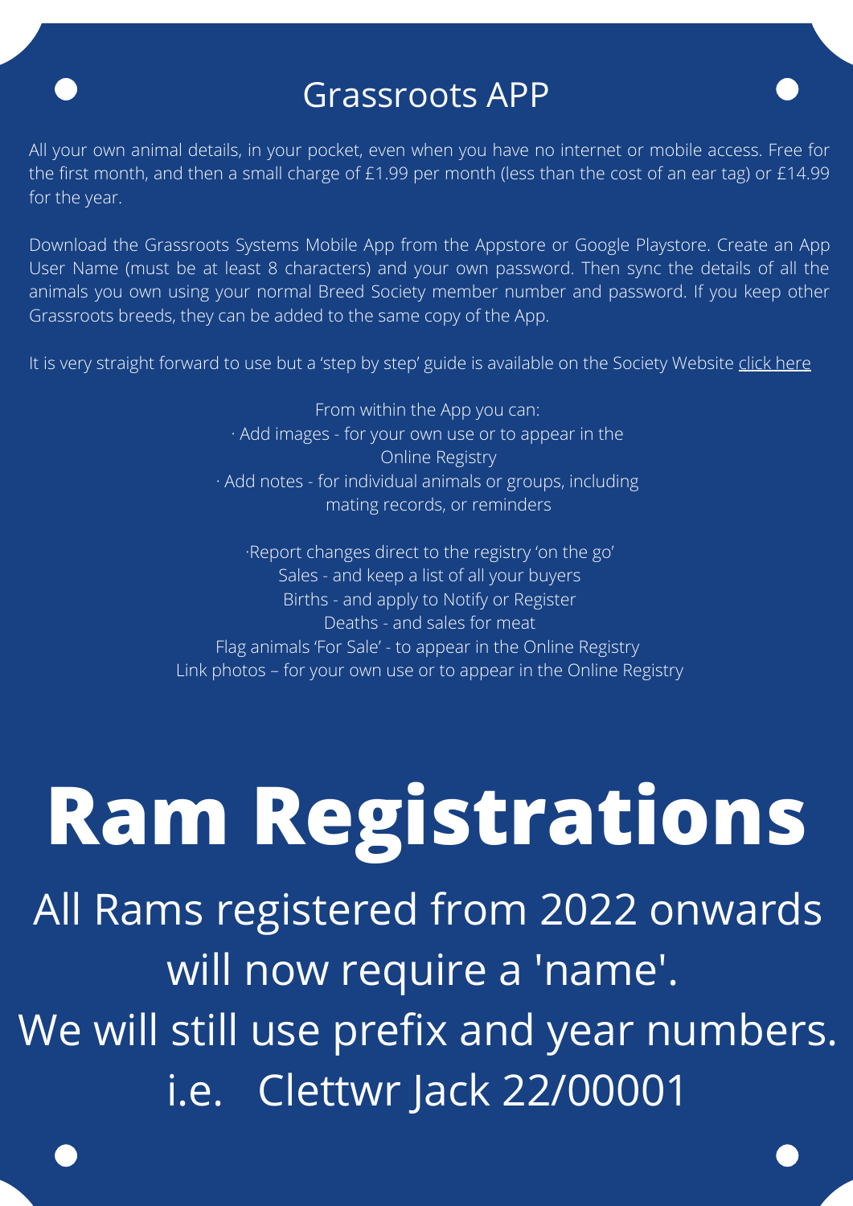## Grassroots APP

All your own animal details, in your pocket, even when you have no internet or mobile access. Free for the first month, and then a small charge of £1.99 per month (less than the cost of an ear tag) or £14.99 for the year.

Download the Grassroots Systems Mobile App from the Appstore or Google Playstore. Create an App User Name (must be at least 8 characters) and your own password. Then sync the details of all the animals you own using your normal Breed Society member number and password. If you keep other Grassroots breeds, they can be added to the same copy of the App.

It is very straight forward to use but a 'step by step' guide is available on the Society Website click here

From within the App you can:
- Add images - for your own use or to appear in the Online Registry
- Add notes - for individual animals or groups, including mating records, or reminders

- Report changes direct to the registry 'on the go'

Sales - and keep a list of all your buyers
Births - and apply to Notify or Register
Deaths - and sales for meat
Flag animals 'For Sale' - to appear in the Online Registry
Link photos – for your own use or to appear in the Online Registry

# Ram Registrations

All Rams registered from 2022 onwards will now require a 'name'.
We will still use prefix and year numbers.
i.e. Clettwr Jack 22/00001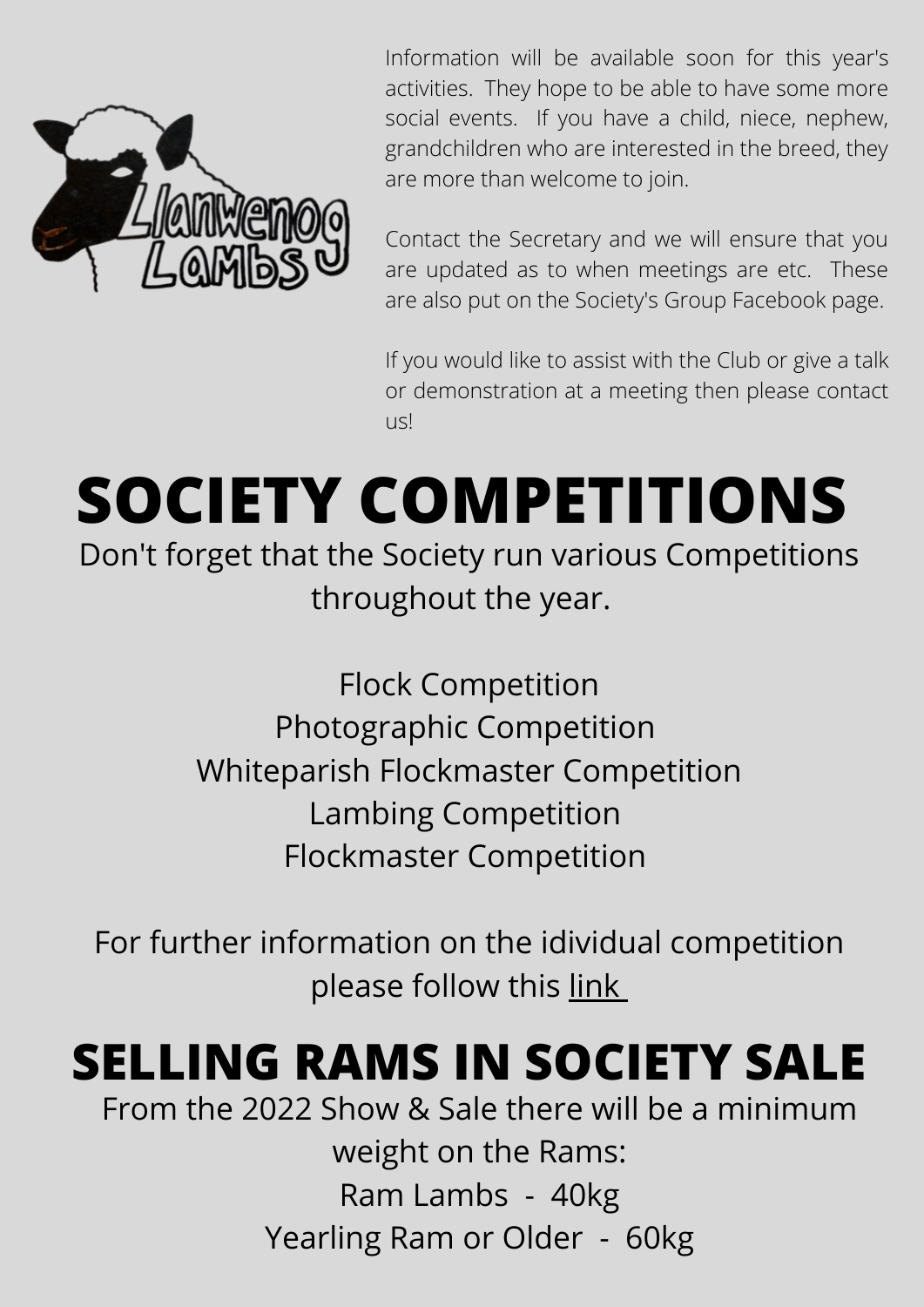Information will be available soon for this year's activities. They hope to be able to have some more social events. If you have a child, niece, nephew, grandchildren who are interested in the breed, they are more than welcome to join.

Contact the Secretary and we will ensure that you are updated as to when meetings are etc. These are also put on the Society's Group Facebook page.

If you would like to assist with the Club or give a talk or demonstration at a meeting then please contact us!

# SOCIETY COMPETITIONS

Don't forget that the Society run various Competitions throughout the year.

Flock Competition
Photographic Competition
Whiteparish Flockmaster Competition
Lambing Competition
Flockmaster Competition

For further information on the idividual competition please follow this link

# SELLING RAMS IN SOCIETY SALE

From the 2022 Show & Sale there will be a minimum weight on the Rams:

Ram Lambs - 40kg
Yearling Ram or Older - 60kg